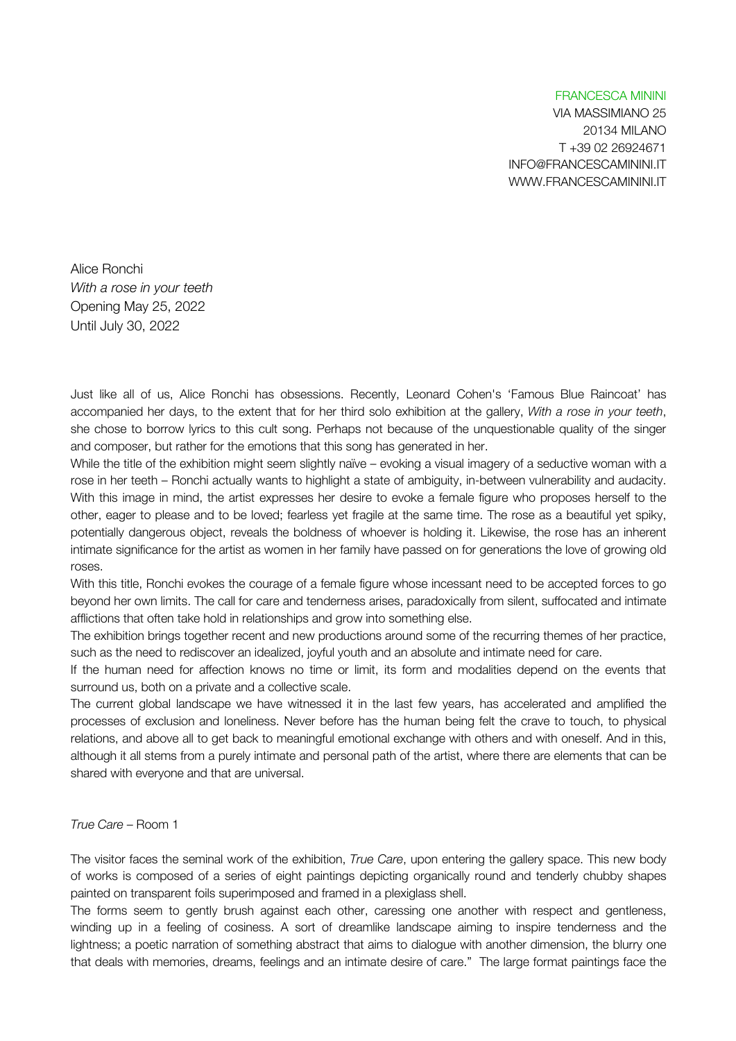FRANCESCA MININI
VIA MASSIMIANO 25
20134 MILANO
T +39 02 26924671
INFO@FRANCESCAMININI.IT
WWW.FRANCESCAMININI.IT

Alice Ronchi
*With a rose in your teeth*
Opening May 25, 2022
Until July 30, 2022

Just like all of us, Alice Ronchi has obsessions. Recently, Leonard Cohen's 'Famous Blue Raincoat' has accompanied her days, to the extent that for her third solo exhibition at the gallery, *With a rose in your teeth*, she chose to borrow lyrics to this cult song. Perhaps not because of the unquestionable quality of the singer and composer, but rather for the emotions that this song has generated in her.

While the title of the exhibition might seem slightly naïve – evoking a visual imagery of a seductive woman with a rose in her teeth – Ronchi actually wants to highlight a state of ambiguity, in-between vulnerability and audacity. With this image in mind, the artist expresses her desire to evoke a female figure who proposes herself to the other, eager to please and to be loved; fearless yet fragile at the same time. The rose as a beautiful yet spiky, potentially dangerous object, reveals the boldness of whoever is holding it. Likewise, the rose has an inherent intimate significance for the artist as women in her family have passed on for generations the love of growing old roses.

With this title, Ronchi evokes the courage of a female figure whose incessant need to be accepted forces to go beyond her own limits. The call for care and tenderness arises, paradoxically from silent, suffocated and intimate afflictions that often take hold in relationships and grow into something else.

The exhibition brings together recent and new productions around some of the recurring themes of her practice, such as the need to rediscover an idealized, joyful youth and an absolute and intimate need for care.

If the human need for affection knows no time or limit, its form and modalities depend on the events that surround us, both on a private and a collective scale.

The current global landscape we have witnessed it in the last few years, has accelerated and amplified the processes of exclusion and loneliness. Never before has the human being felt the crave to touch, to physical relations, and above all to get back to meaningful emotional exchange with others and with oneself. And in this, although it all stems from a purely intimate and personal path of the artist, where there are elements that can be shared with everyone and that are universal.

*True Care* – Room 1

The visitor faces the seminal work of the exhibition, *True Care*, upon entering the gallery space. This new body of works is composed of a series of eight paintings depicting organically round and tenderly chubby shapes painted on transparent foils superimposed and framed in a plexiglass shell.

The forms seem to gently brush against each other, caressing one another with respect and gentleness, winding up in a feeling of cosiness. A sort of dreamlike landscape aiming to inspire tenderness and the lightness; a poetic narration of something abstract that aims to dialogue with another dimension, the blurry one that deals with memories, dreams, feelings and an intimate desire of care." The large format paintings face the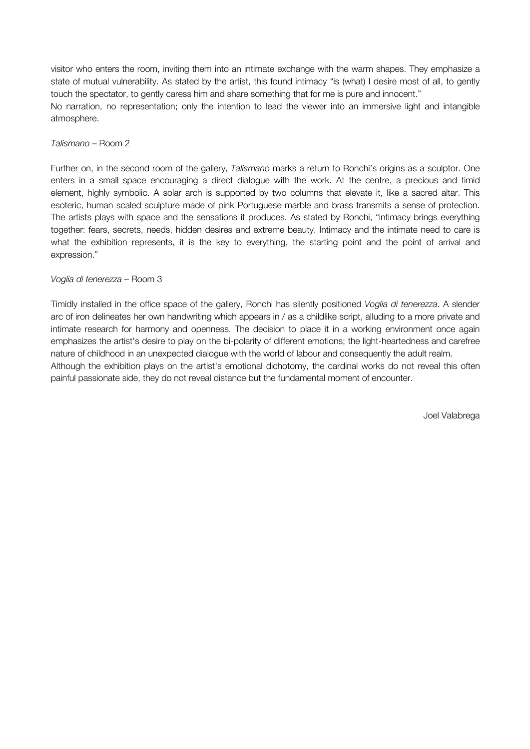visitor who enters the room, inviting them into an intimate exchange with the warm shapes. They emphasize a state of mutual vulnerability. As stated by the artist, this found intimacy "is (what) I desire most of all, to gently touch the spectator, to gently caress him and share something that for me is pure and innocent."
No narration, no representation; only the intention to lead the viewer into an immersive light and intangible atmosphere.

*Talismano* – Room 2

Further on, in the second room of the gallery, *Talismano* marks a return to Ronchi's origins as a sculptor. One enters in a small space encouraging a direct dialogue with the work. At the centre, a precious and timid element, highly symbolic. A solar arch is supported by two columns that elevate it, like a sacred altar. This esoteric, human scaled sculpture made of pink Portuguese marble and brass transmits a sense of protection. The artists plays with space and the sensations it produces. As stated by Ronchi, "intimacy brings everything together: fears, secrets, needs, hidden desires and extreme beauty. Intimacy and the intimate need to care is what the exhibition represents, it is the key to everything, the starting point and the point of arrival and expression."

*Voglia di tenerezza* – Room 3

Timidly installed in the office space of the gallery, Ronchi has silently positioned *Voglia di tenerezza*. A slender arc of iron delineates her own handwriting which appears in / as a childlike script, alluding to a more private and intimate research for harmony and openness. The decision to place it in a working environment once again emphasizes the artist's desire to play on the bi-polarity of different emotions; the light-heartedness and carefree nature of childhood in an unexpected dialogue with the world of labour and consequently the adult realm.
Although the exhibition plays on the artist's emotional dichotomy, the cardinal works do not reveal this often painful passionate side, they do not reveal distance but the fundamental moment of encounter.

Joel Valabrega